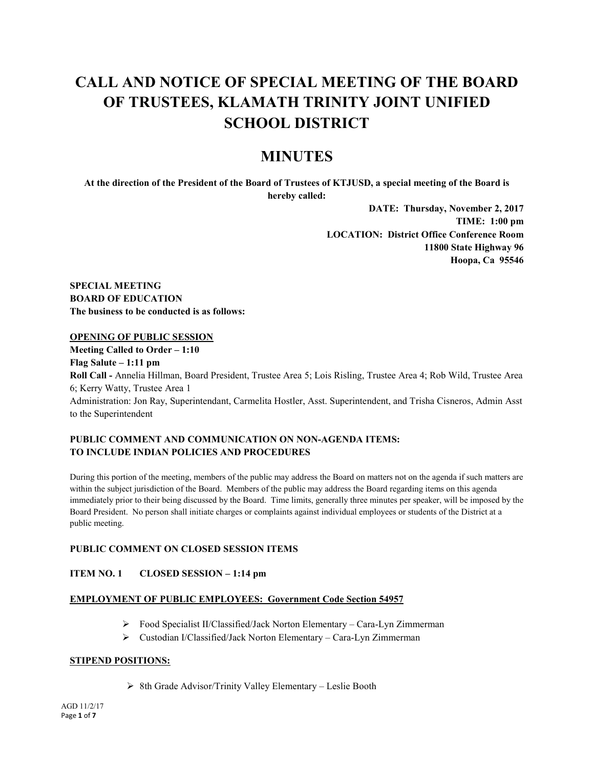# CALL AND NOTICE OF SPECIAL MEETING OF THE BOARD OF TRUSTEES, KLAMATH TRINITY JOINT UNIFIED SCHOOL DISTRICT

# MINUTES

**At the direction of the President of the Board of Trustees of KTJUSD, a special meeting of the Board is hereby called:**

**DATE: Thursday, November 2, 2017**
**TIME: 1:00 pm**
**LOCATION: District Office Conference Room**
**11800 State Highway 96**
**Hoopa, Ca 95546**

**SPECIAL MEETING**
**BOARD OF EDUCATION**
**The business to be conducted is as follows:**

**OPENING OF PUBLIC SESSION**

**Meeting Called to Order – 1:10**
**Flag Salute – 1:11 pm**
**Roll Call -** Annelia Hillman, Board President, Trustee Area 5; Lois Risling, Trustee Area 4; Rob Wild, Trustee Area 6; Kerry Watty, Trustee Area 1
Administration: Jon Ray, Superintendant, Carmelita Hostler, Asst. Superintendent, and Trisha Cisneros, Admin Asst to the Superintendent

**PUBLIC COMMENT AND COMMUNICATION ON NON-AGENDA ITEMS: TO INCLUDE INDIAN POLICIES AND PROCEDURES**

During this portion of the meeting, members of the public may address the Board on matters not on the agenda if such matters are within the subject jurisdiction of the Board. Members of the public may address the Board regarding items on this agenda immediately prior to their being discussed by the Board. Time limits, generally three minutes per speaker, will be imposed by the Board President. No person shall initiate charges or complaints against individual employees or students of the District at a public meeting.

**PUBLIC COMMENT ON CLOSED SESSION ITEMS**

**ITEM NO. 1 CLOSED SESSION – 1:14 pm**

**EMPLOYMENT OF PUBLIC EMPLOYEES: Government Code Section 54957**

- Food Specialist II/Classified/Jack Norton Elementary – Cara-Lyn Zimmerman
- Custodian I/Classified/Jack Norton Elementary – Cara-Lyn Zimmerman

**STIPEND POSITIONS:**

- 8th Grade Advisor/Trinity Valley Elementary – Leslie Booth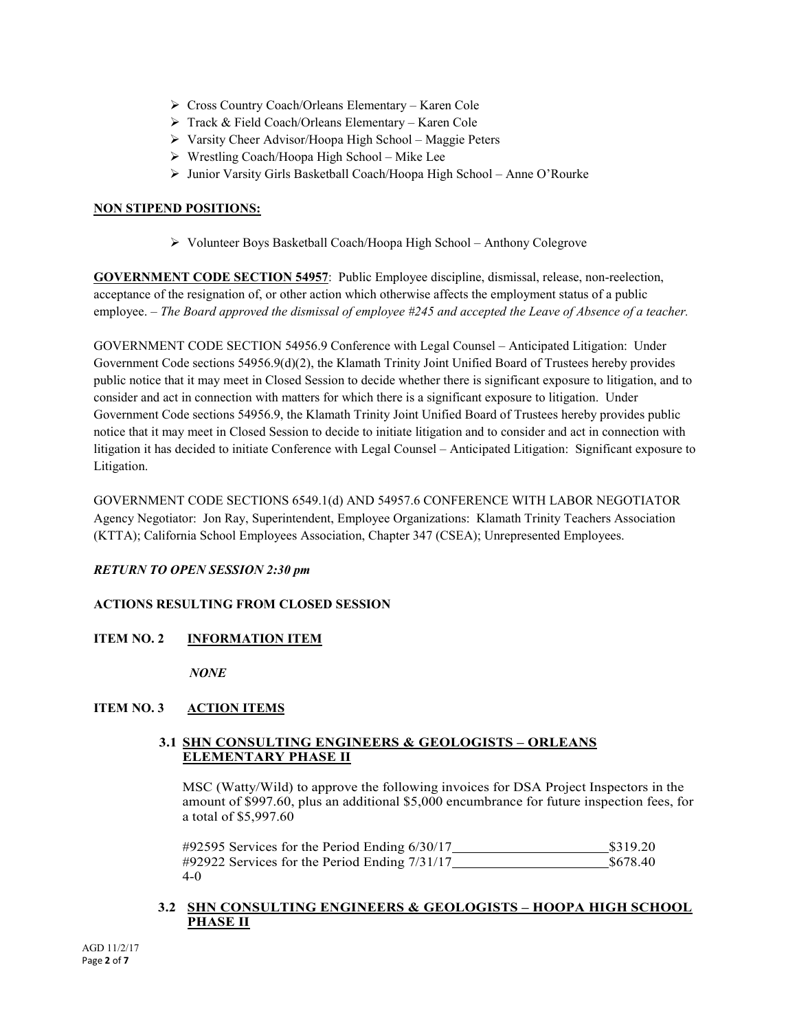- Cross Country Coach/Orleans Elementary – Karen Cole
- Track & Field Coach/Orleans Elementary – Karen Cole
- Varsity Cheer Advisor/Hoopa High School – Maggie Peters
- Wrestling Coach/Hoopa High School – Mike Lee
- Junior Varsity Girls Basketball Coach/Hoopa High School – Anne O'Rourke

**NON STIPEND POSITIONS:**

- Volunteer Boys Basketball Coach/Hoopa High School – Anthony Colegrove

**GOVERNMENT CODE SECTION 54957**: Public Employee discipline, dismissal, release, non-reelection, acceptance of the resignation of, or other action which otherwise affects the employment status of a public employee. – *The Board approved the dismissal of employee #245 and accepted the Leave of Absence of a teacher.*

GOVERNMENT CODE SECTION 54956.9 Conference with Legal Counsel – Anticipated Litigation: Under Government Code sections 54956.9(d)(2), the Klamath Trinity Joint Unified Board of Trustees hereby provides public notice that it may meet in Closed Session to decide whether there is significant exposure to litigation, and to consider and act in connection with matters for which there is a significant exposure to litigation. Under Government Code sections 54956.9, the Klamath Trinity Joint Unified Board of Trustees hereby provides public notice that it may meet in Closed Session to decide to initiate litigation and to consider and act in connection with litigation it has decided to initiate Conference with Legal Counsel – Anticipated Litigation: Significant exposure to Litigation.

GOVERNMENT CODE SECTIONS 6549.1(d) AND 54957.6 CONFERENCE WITH LABOR NEGOTIATOR Agency Negotiator: Jon Ray, Superintendent, Employee Organizations: Klamath Trinity Teachers Association (KTTA); California School Employees Association, Chapter 347 (CSEA); Unrepresented Employees.

***RETURN TO OPEN SESSION 2:30 pm***

**ACTIONS RESULTING FROM CLOSED SESSION**

**ITEM NO. 2 INFORMATION ITEM**

***NONE***

**ITEM NO. 3 ACTION ITEMS**

**3.1 SHN CONSULTING ENGINEERS & GEOLOGISTS – ORLEANS ELEMENTARY PHASE II**

MSC (Watty/Wild) to approve the following invoices for DSA Project Inspectors in the amount of $997.60, plus an additional $5,000 encumbrance for future inspection fees, for a total of $5,997.60

#92595 Services for the Period Ending 6/30/17 ____________________ $319.20
#92922 Services for the Period Ending 7/31/17 ____________________ $678.40
4-0

**3.2 SHN CONSULTING ENGINEERS & GEOLOGISTS – HOOPA HIGH SCHOOL PHASE II**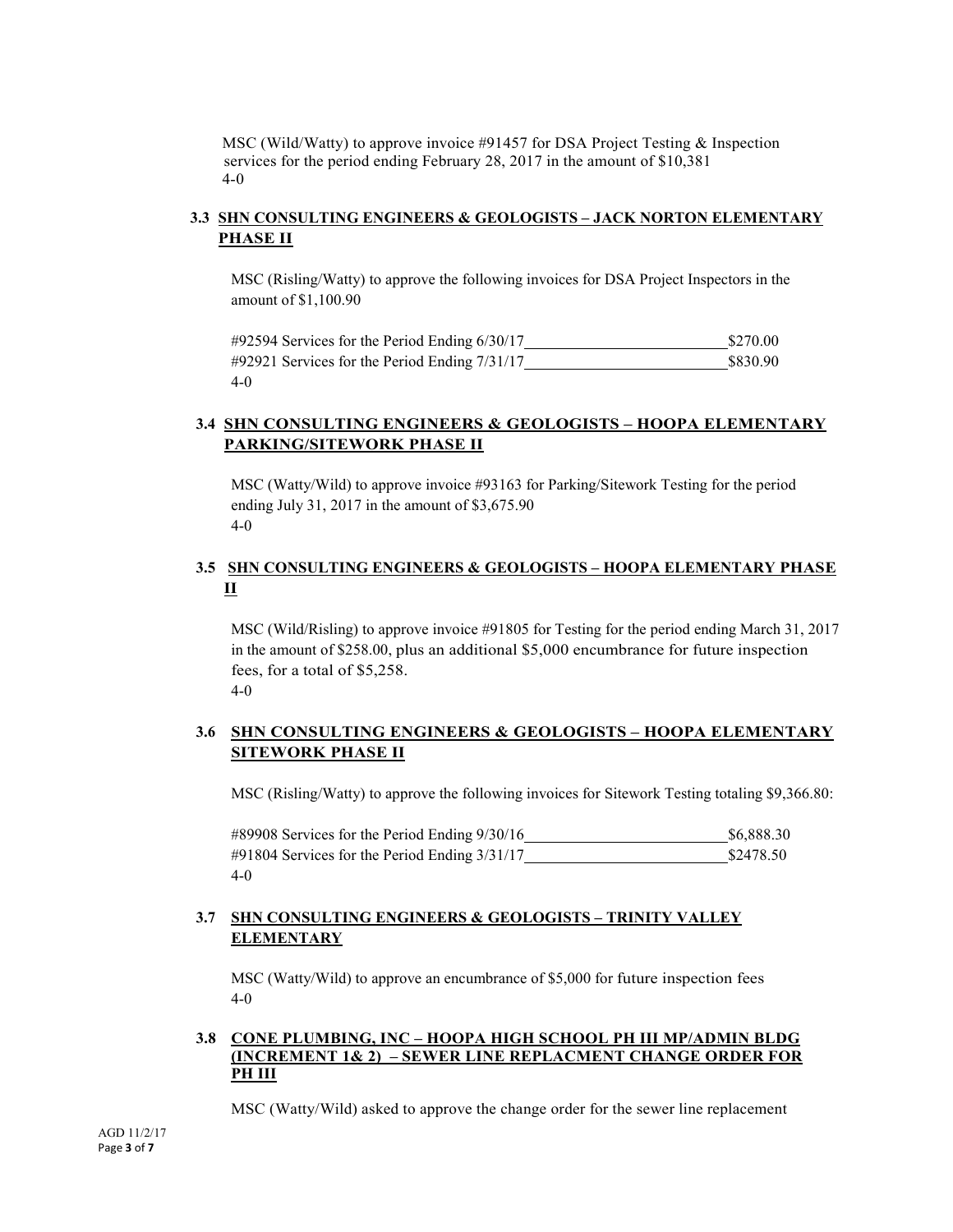MSC (Wild/Watty) to approve invoice #91457 for DSA Project Testing & Inspection services for the period ending February 28, 2017 in the amount of $10,381
4-0

### 3.3 SHN CONSULTING ENGINEERS & GEOLOGISTS – JACK NORTON ELEMENTARY PHASE II

MSC (Risling/Watty) to approve the following invoices for DSA Project Inspectors in the amount of $1,100.90

#92594 Services for the Period Ending 6/30/17 ________ $270.00
#92921 Services for the Period Ending 7/31/17 ________ $830.90
4-0

### 3.4 SHN CONSULTING ENGINEERS & GEOLOGISTS – HOOPA ELEMENTARY PARKING/SITEWORK PHASE II

MSC (Watty/Wild) to approve invoice #93163 for Parking/Sitework Testing for the period ending July 31, 2017 in the amount of $3,675.90
4-0

### 3.5 SHN CONSULTING ENGINEERS & GEOLOGISTS – HOOPA ELEMENTARY PHASE II

MSC (Wild/Risling) to approve invoice #91805 for Testing for the period ending March 31, 2017 in the amount of $258.00, plus an additional $5,000 encumbrance for future inspection fees, for a total of $5,258.
4-0

### 3.6 SHN CONSULTING ENGINEERS & GEOLOGISTS – HOOPA ELEMENTARY SITEWORK PHASE II

MSC (Risling/Watty) to approve the following invoices for Sitework Testing totaling $9,366.80:

#89908 Services for the Period Ending 9/30/16 ________ $6,888.30
#91804 Services for the Period Ending 3/31/17 ________ $2478.50
4-0

### 3.7 SHN CONSULTING ENGINEERS & GEOLOGISTS – TRINITY VALLEY ELEMENTARY

MSC (Watty/Wild) to approve an encumbrance of $5,000 for future inspection fees
4-0

### 3.8 CONE PLUMBING, INC – HOOPA HIGH SCHOOL PH III MP/ADMIN BLDG (INCREMENT 1& 2) – SEWER LINE REPLACMENT CHANGE ORDER FOR PH III

MSC (Watty/Wild) asked to approve the change order for the sewer line replacement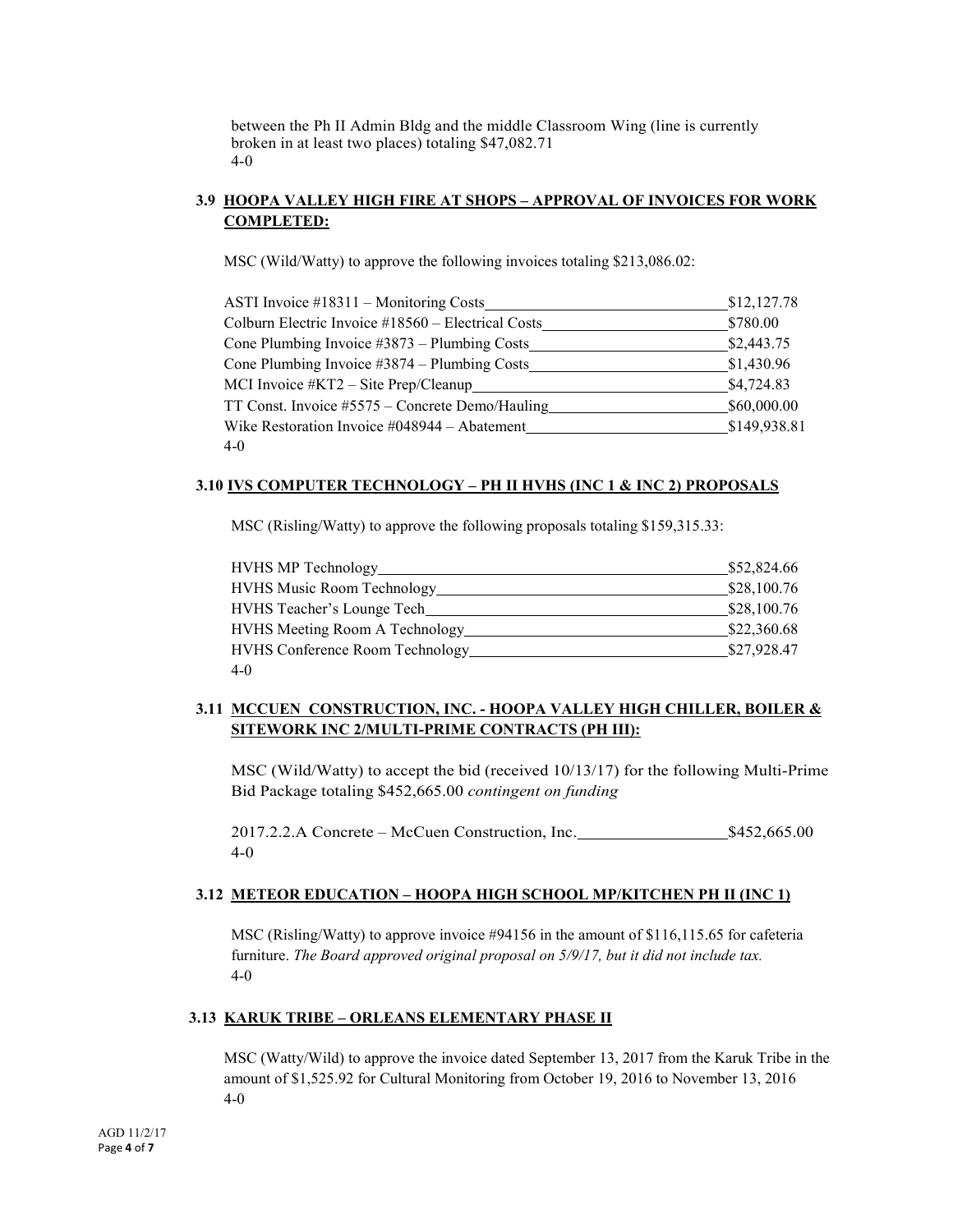between the Ph II Admin Bldg and the middle Classroom Wing (line is currently broken in at least two places) totaling $47,082.71
4-0

### 3.9 HOOPA VALLEY HIGH FIRE AT SHOPS – APPROVAL OF INVOICES FOR WORK COMPLETED:

MSC (Wild/Watty) to approve the following invoices totaling $213,086.02:

| | |
|---|---|
| ASTI Invoice #18311 – Monitoring Costs | $12,127.78 |
| Colburn Electric Invoice #18560 – Electrical Costs | $780.00 |
| Cone Plumbing Invoice #3873 – Plumbing Costs | $2,443.75 |
| Cone Plumbing Invoice #3874 – Plumbing Costs | $1,430.96 |
| MCI Invoice #KT2 – Site Prep/Cleanup | $4,724.83 |
| TT Const. Invoice #5575 – Concrete Demo/Hauling | $60,000.00 |
| Wike Restoration Invoice #048944 – Abatement | $149,938.81 |

4-0

### 3.10 IVS COMPUTER TECHNOLOGY – PH II HVHS (INC 1 & INC 2) PROPOSALS

MSC (Risling/Watty) to approve the following proposals totaling $159,315.33:

| | |
|---|---|
| HVHS MP Technology | $52,824.66 |
| HVHS Music Room Technology | $28,100.76 |
| HVHS Teacher's Lounge Tech | $28,100.76 |
| HVHS Meeting Room A Technology | $22,360.68 |
| HVHS Conference Room Technology | $27,928.47 |

4-0

### 3.11 MCCUEN CONSTRUCTION, INC. - HOOPA VALLEY HIGH CHILLER, BOILER & SITEWORK INC 2/MULTI-PRIME CONTRACTS (PH III):

MSC (Wild/Watty) to accept the bid (received 10/13/17) for the following Multi-Prime Bid Package totaling $452,665.00 *contingent on funding*

| | |
|---|---|
| 2017.2.2.A Concrete – McCuen Construction, Inc. | $452,665.00 |

4-0

### 3.12 METEOR EDUCATION – HOOPA HIGH SCHOOL MP/KITCHEN PH II (INC 1)

MSC (Risling/Watty) to approve invoice #94156 in the amount of $116,115.65 for cafeteria furniture. *The Board approved original proposal on 5/9/17, but it did not include tax.*
4-0

### 3.13 KARUK TRIBE – ORLEANS ELEMENTARY PHASE II

MSC (Watty/Wild) to approve the invoice dated September 13, 2017 from the Karuk Tribe in the amount of $1,525.92 for Cultural Monitoring from October 19, 2016 to November 13, 2016
4-0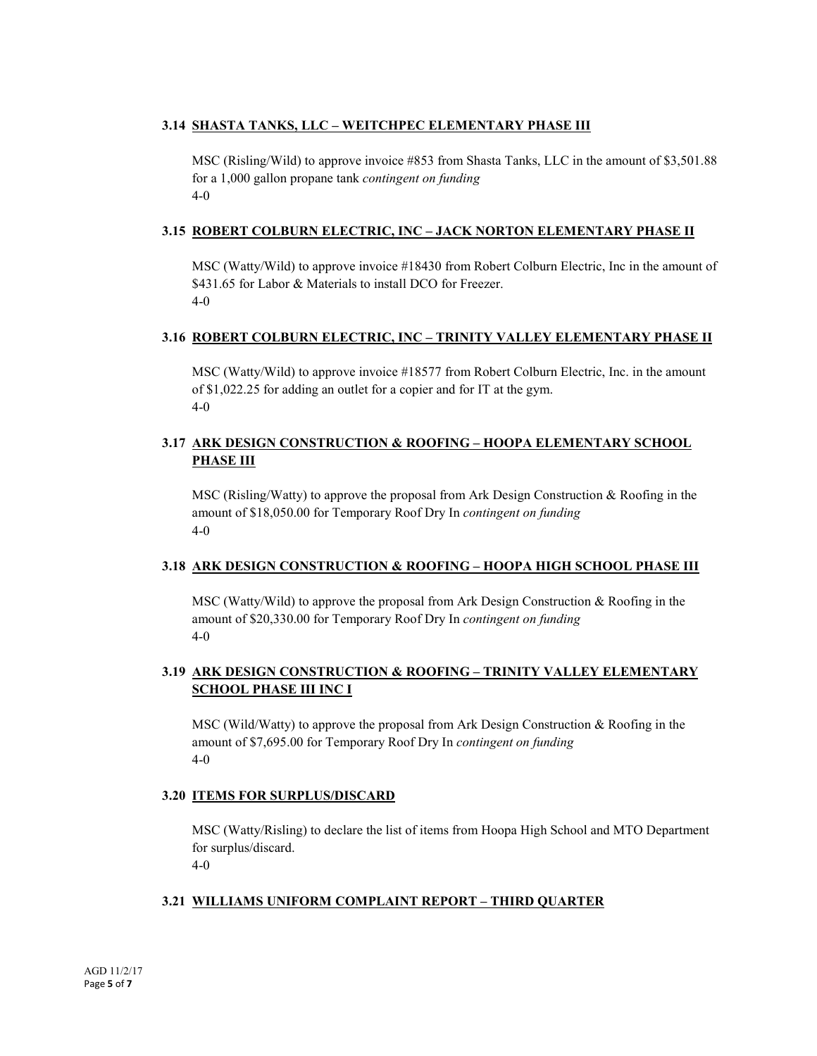### 3.14 SHASTA TANKS, LLC – WEITCHPEC ELEMENTARY PHASE III

MSC (Risling/Wild) to approve invoice #853 from Shasta Tanks, LLC in the amount of $3,501.88 for a 1,000 gallon propane tank *contingent on funding*
4-0

### 3.15 ROBERT COLBURN ELECTRIC, INC – JACK NORTON ELEMENTARY PHASE II

MSC (Watty/Wild) to approve invoice #18430 from Robert Colburn Electric, Inc in the amount of $431.65 for Labor & Materials to install DCO for Freezer.
4-0

### 3.16 ROBERT COLBURN ELECTRIC, INC – TRINITY VALLEY ELEMENTARY PHASE II

MSC (Watty/Wild) to approve invoice #18577 from Robert Colburn Electric, Inc. in the amount of $1,022.25 for adding an outlet for a copier and for IT at the gym.
4-0

### 3.17 ARK DESIGN CONSTRUCTION & ROOFING – HOOPA ELEMENTARY SCHOOL PHASE III

MSC (Risling/Watty) to approve the proposal from Ark Design Construction & Roofing in the amount of $18,050.00 for Temporary Roof Dry In *contingent on funding*
4-0

### 3.18 ARK DESIGN CONSTRUCTION & ROOFING – HOOPA HIGH SCHOOL PHASE III

MSC (Watty/Wild) to approve the proposal from Ark Design Construction & Roofing in the amount of $20,330.00 for Temporary Roof Dry In *contingent on funding*
4-0

### 3.19 ARK DESIGN CONSTRUCTION & ROOFING – TRINITY VALLEY ELEMENTARY SCHOOL PHASE III INC I

MSC (Wild/Watty) to approve the proposal from Ark Design Construction & Roofing in the amount of $7,695.00 for Temporary Roof Dry In *contingent on funding*
4-0

### 3.20 ITEMS FOR SURPLUS/DISCARD

MSC (Watty/Risling) to declare the list of items from Hoopa High School and MTO Department for surplus/discard.
4-0

### 3.21 WILLIAMS UNIFORM COMPLAINT REPORT – THIRD QUARTER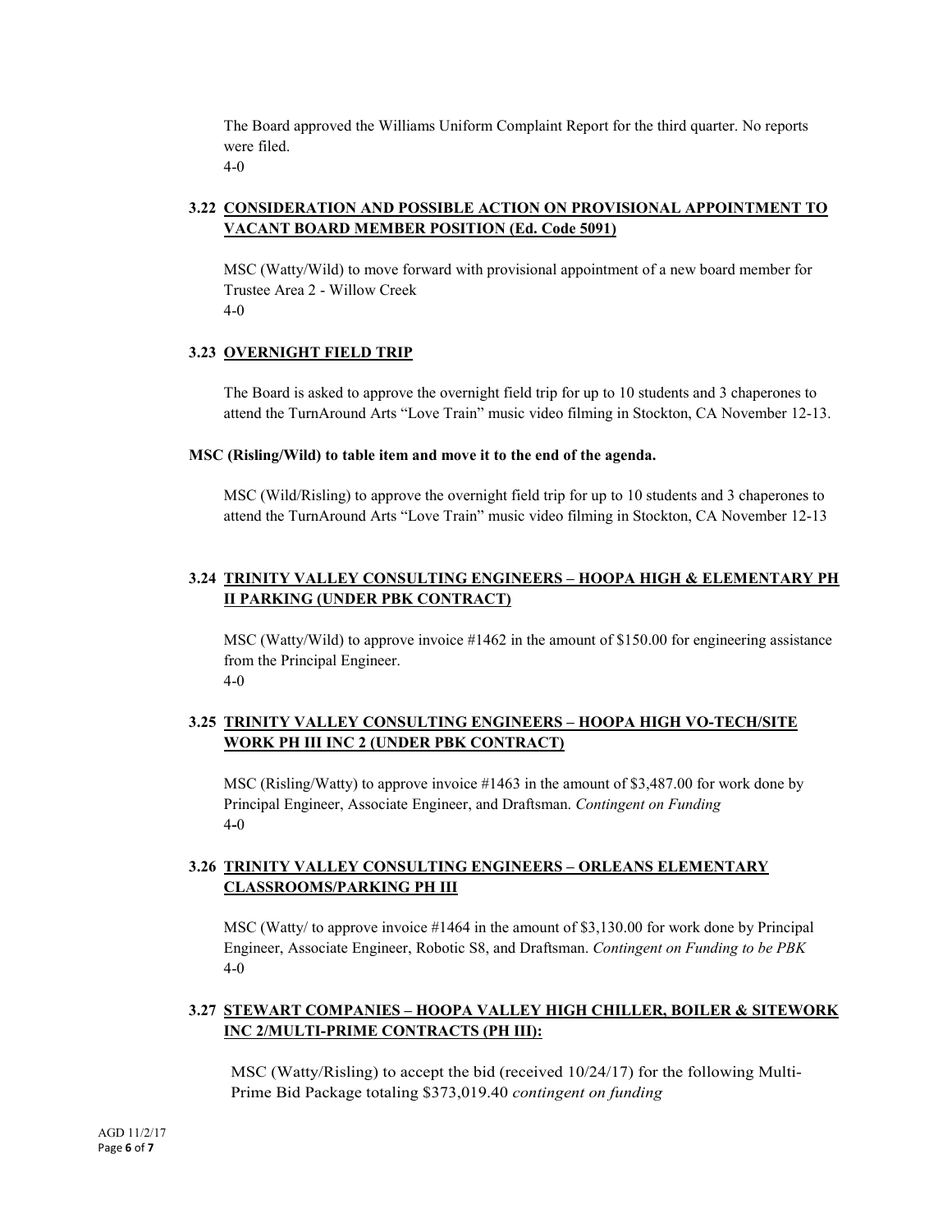The Board approved the Williams Uniform Complaint Report for the third quarter. No reports were filed.
4-0

### 3.22 CONSIDERATION AND POSSIBLE ACTION ON PROVISIONAL APPOINTMENT TO VACANT BOARD MEMBER POSITION (Ed. Code 5091)

MSC (Watty/Wild) to move forward with provisional appointment of a new board member for Trustee Area 2 - Willow Creek
4-0

### 3.23 OVERNIGHT FIELD TRIP

The Board is asked to approve the overnight field trip for up to 10 students and 3 chaperones to attend the TurnAround Arts "Love Train" music video filming in Stockton, CA November 12-13.

**MSC (Risling/Wild) to table item and move it to the end of the agenda.**

MSC (Wild/Risling) to approve the overnight field trip for up to 10 students and 3 chaperones to attend the TurnAround Arts "Love Train" music video filming in Stockton, CA November 12-13

### 3.24 TRINITY VALLEY CONSULTING ENGINEERS – HOOPA HIGH & ELEMENTARY PH II PARKING (UNDER PBK CONTRACT)

MSC (Watty/Wild) to approve invoice #1462 in the amount of $150.00 for engineering assistance from the Principal Engineer.
4-0

### 3.25 TRINITY VALLEY CONSULTING ENGINEERS – HOOPA HIGH VO-TECH/SITE WORK PH III INC 2 (UNDER PBK CONTRACT)

MSC (Risling/Watty) to approve invoice #1463 in the amount of $3,487.00 for work done by Principal Engineer, Associate Engineer, and Draftsman. *Contingent on Funding*
4-0

### 3.26 TRINITY VALLEY CONSULTING ENGINEERS – ORLEANS ELEMENTARY CLASSROOMS/PARKING PH III

MSC (Watty/ to approve invoice #1464 in the amount of $3,130.00 for work done by Principal Engineer, Associate Engineer, Robotic S8, and Draftsman. *Contingent on Funding to be PBK*
4-0

### 3.27 STEWART COMPANIES – HOOPA VALLEY HIGH CHILLER, BOILER & SITEWORK INC 2/MULTI-PRIME CONTRACTS (PH III):

MSC (Watty/Risling) to accept the bid (received 10/24/17) for the following Multi-Prime Bid Package totaling $373,019.40 *contingent on funding*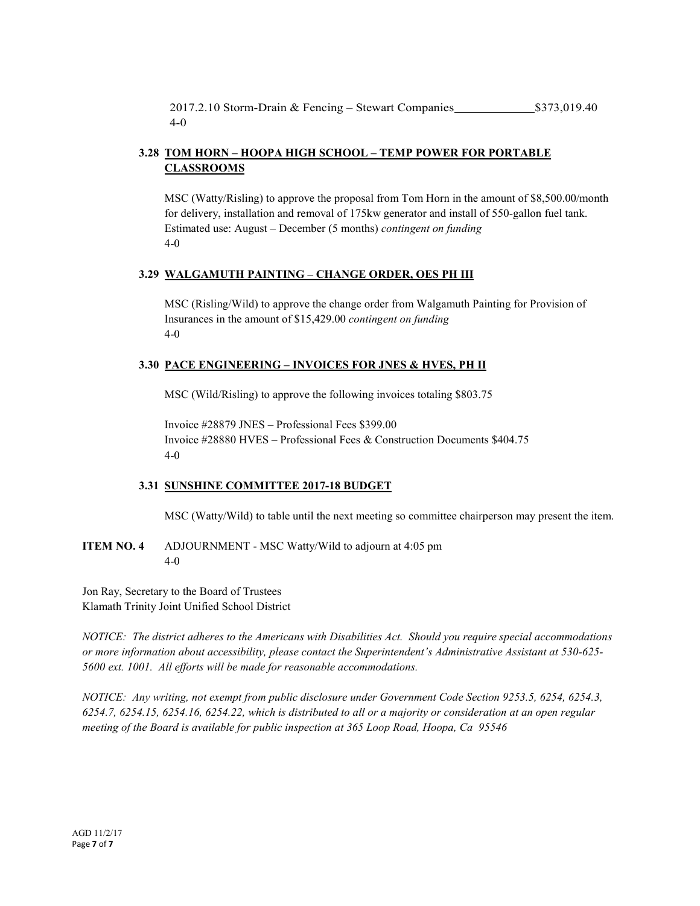2017.2.10 Storm-Drain & Fencing – Stewart Companies______________$373,019.40
4-0

### 3.28 TOM HORN – HOOPA HIGH SCHOOL – TEMP POWER FOR PORTABLE CLASSROOMS

MSC (Watty/Risling) to approve the proposal from Tom Horn in the amount of $8,500.00/month for delivery, installation and removal of 175kw generator and install of 550-gallon fuel tank. Estimated use: August – December (5 months) *contingent on funding*
4-0

### 3.29 WALGAMUTH PAINTING – CHANGE ORDER, OES PH III

MSC (Risling/Wild) to approve the change order from Walgamuth Painting for Provision of Insurances in the amount of $15,429.00 *contingent on funding*
4-0

### 3.30 PACE ENGINEERING – INVOICES FOR JNES & HVES, PH II

MSC (Wild/Risling) to approve the following invoices totaling $803.75

Invoice #28879 JNES – Professional Fees $399.00
Invoice #28880 HVES – Professional Fees & Construction Documents $404.75
4-0

### 3.31 SUNSHINE COMMITTEE 2017-18 BUDGET

MSC (Watty/Wild) to table until the next meeting so committee chairperson may present the item.

**ITEM NO. 4** ADJOURNMENT - MSC Watty/Wild to adjourn at 4:05 pm
4-0

Jon Ray, Secretary to the Board of Trustees
Klamath Trinity Joint Unified School District

*NOTICE: The district adheres to the Americans with Disabilities Act. Should you require special accommodations or more information about accessibility, please contact the Superintendent's Administrative Assistant at 530-625-5600 ext. 1001. All efforts will be made for reasonable accommodations.*

*NOTICE: Any writing, not exempt from public disclosure under Government Code Section 9253.5, 6254, 6254.3, 6254.7, 6254.15, 6254.16, 6254.22, which is distributed to all or a majority or consideration at an open regular meeting of the Board is available for public inspection at 365 Loop Road, Hoopa, Ca 95546*

AGD 11/2/17